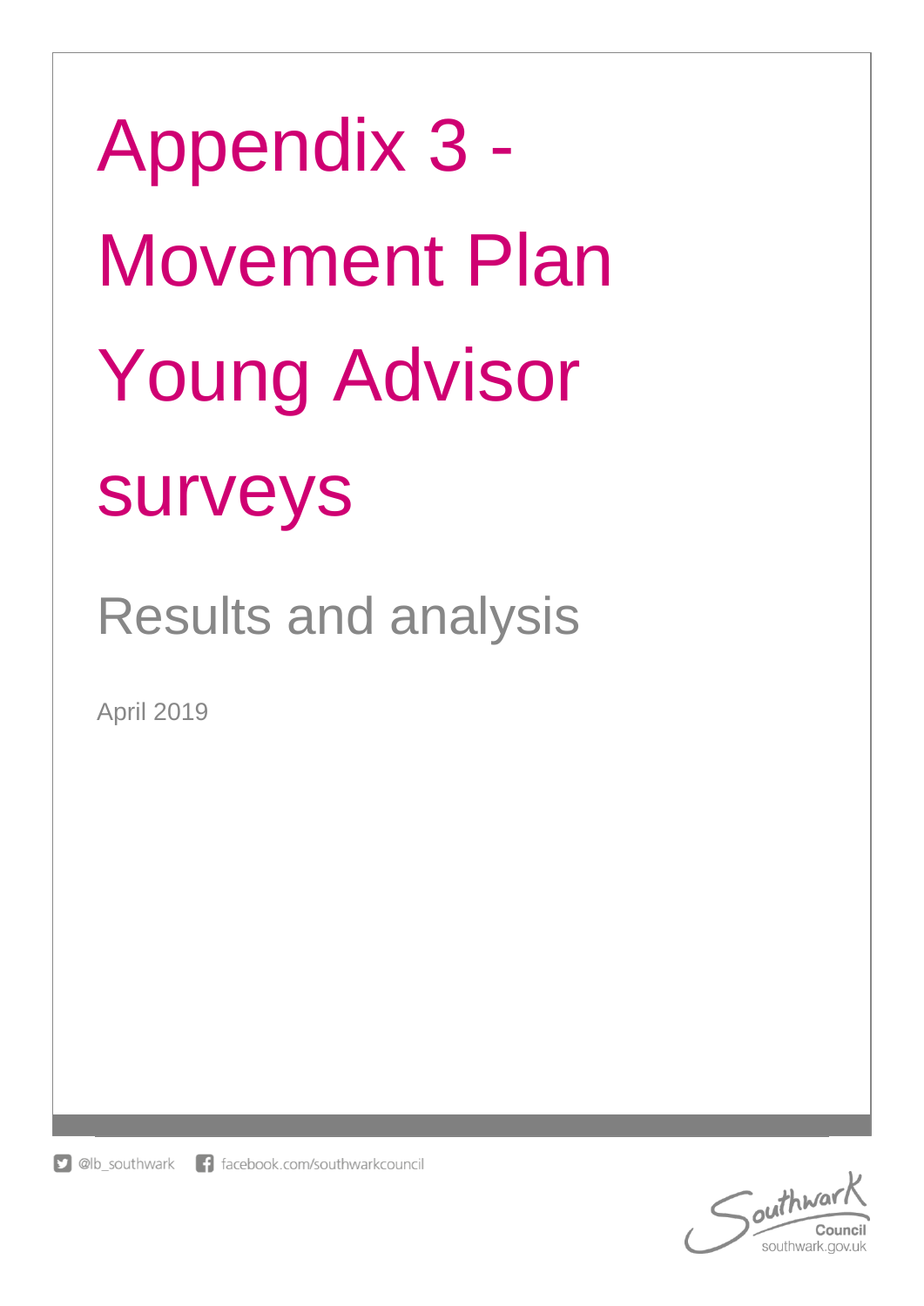# Appendix 3 - Movement Plan Young Advisor surveys

## Results and analysis

April 2019

@lb_southwark facebook.com/southwarkcouncil

Southwark Council
southwark.gov.uk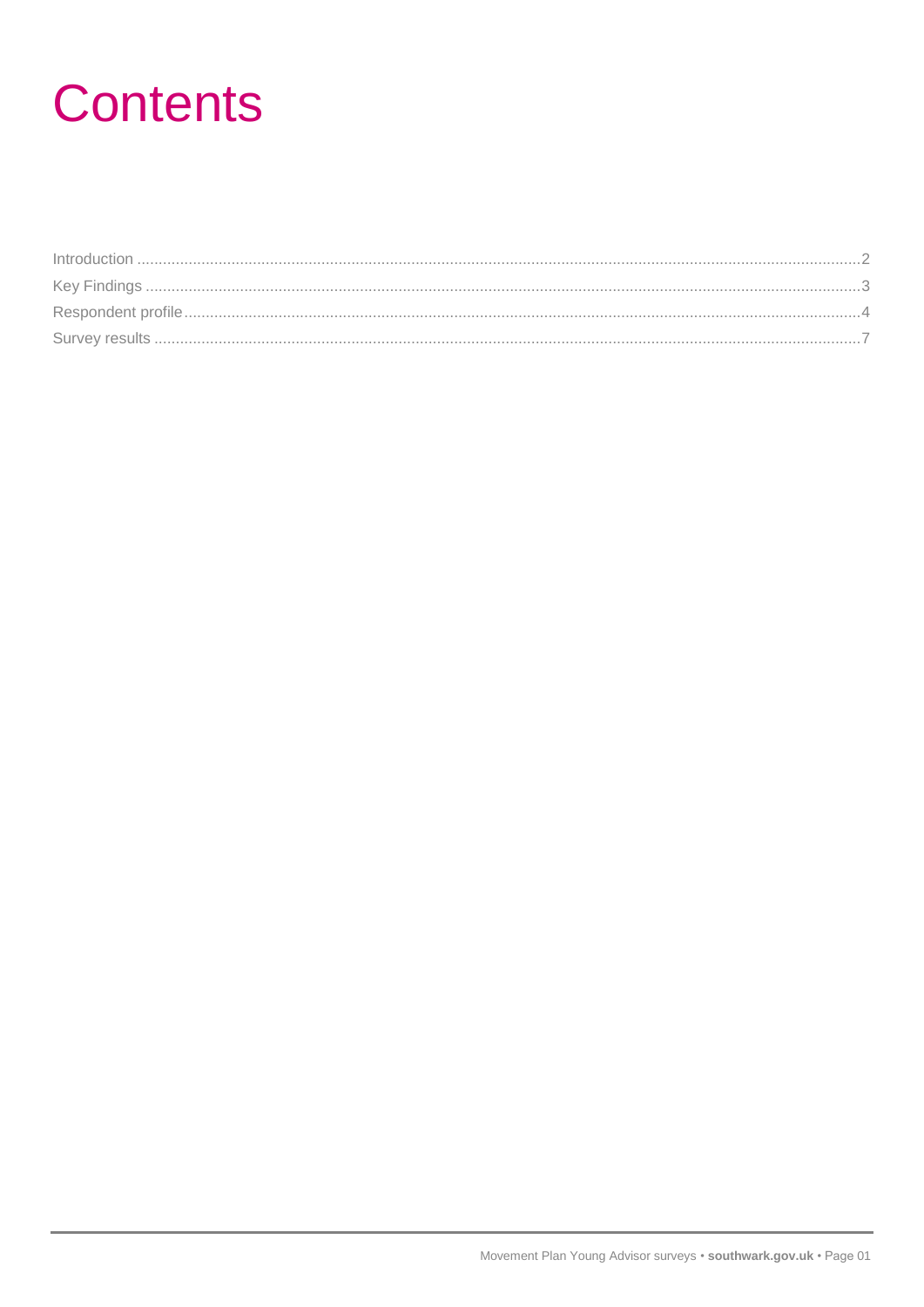# Contents

Introduction ....................................................................................................................................................................2
Key Findings ...................................................................................................................................................................3
Respondent profile..........................................................................................................................................................4
Survey results .................................................................................................................................................................7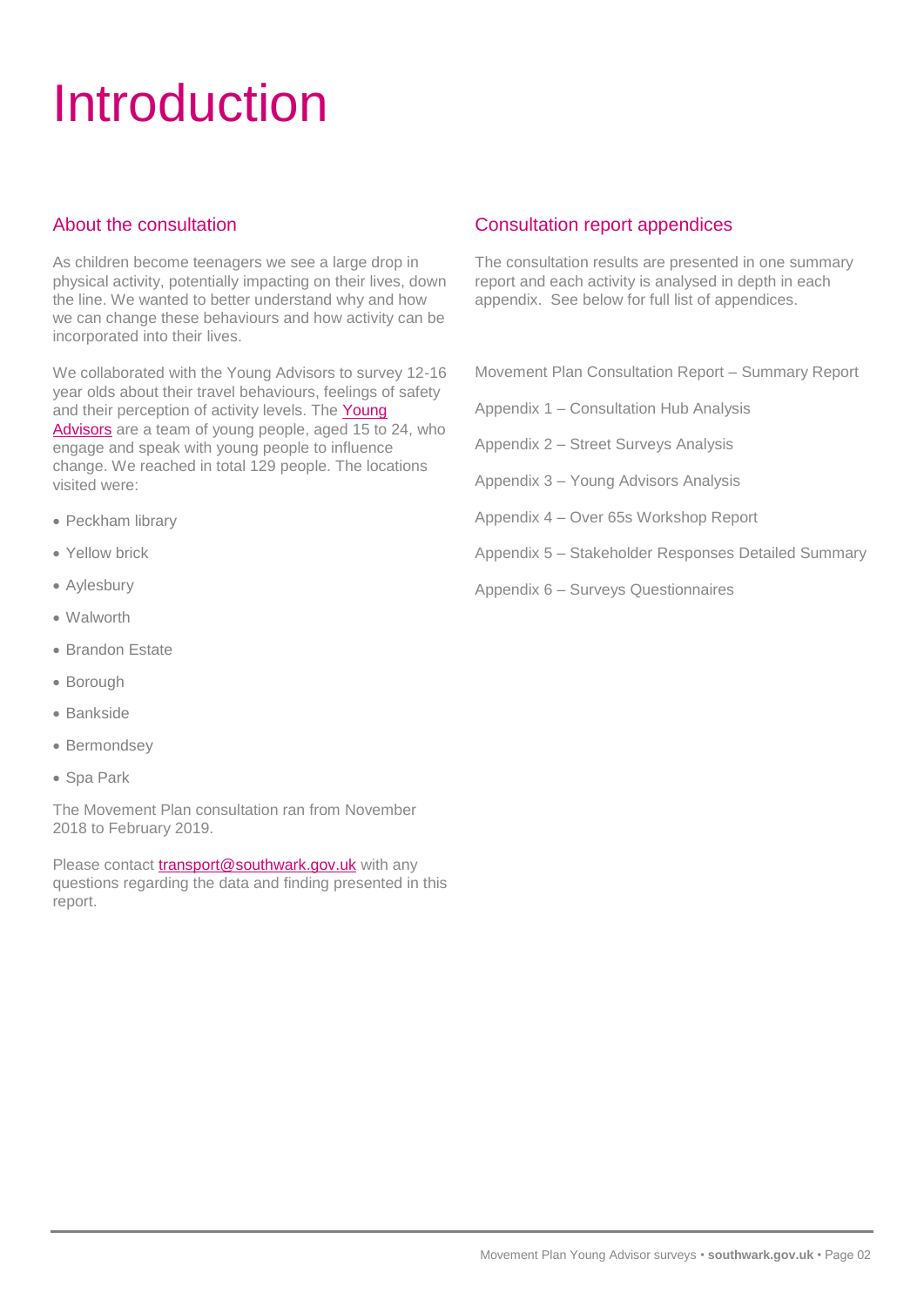# Introduction

## About the consultation

As children become teenagers we see a large drop in physical activity, potentially impacting on their lives, down the line. We wanted to better understand why and how we can change these behaviours and how activity can be incorporated into their lives.

We collaborated with the Young Advisors to survey 12-16 year olds about their travel behaviours, feelings of safety and their perception of activity levels. The Young Advisors are a team of young people, aged 15 to 24, who engage and speak with young people to influence change. We reached in total 129 people. The locations visited were:

- Peckham library
- Yellow brick
- Aylesbury
- Walworth
- Brandon Estate
- Borough
- Bankside
- Bermondsey
- Spa Park

The Movement Plan consultation ran from November 2018 to February 2019.

Please contact transport@southwark.gov.uk with any questions regarding the data and finding presented in this report.

## Consultation report appendices

The consultation results are presented in one summary report and each activity is analysed in depth in each appendix. See below for full list of appendices.

Movement Plan Consultation Report – Summary Report

Appendix 1 – Consultation Hub Analysis

Appendix 2 – Street Surveys Analysis

Appendix 3 – Young Advisors Analysis

Appendix 4 – Over 65s Workshop Report

Appendix 5 – Stakeholder Responses Detailed Summary

Appendix 6 – Surveys Questionnaires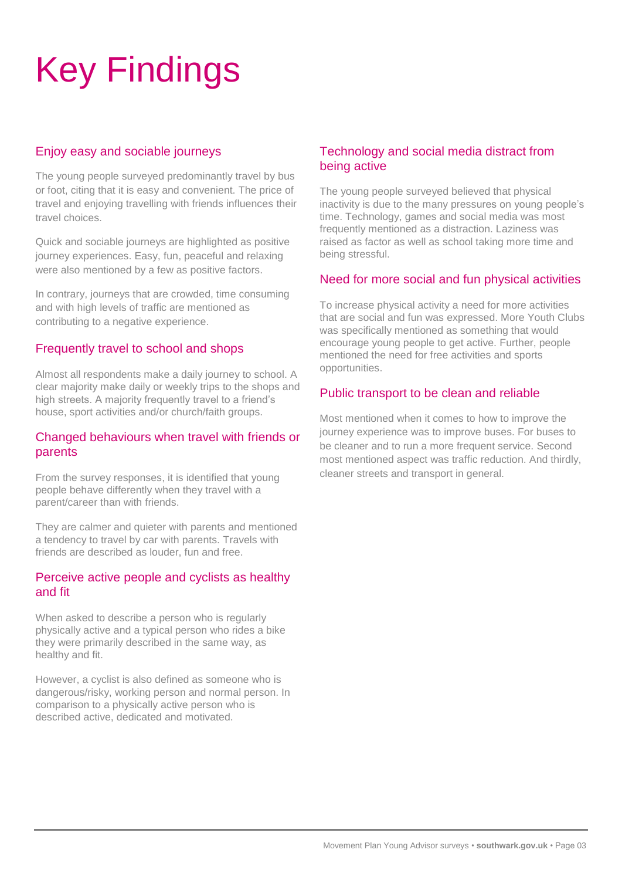# Key Findings

## Enjoy easy and sociable journeys

The young people surveyed predominantly travel by bus or foot, citing that it is easy and convenient. The price of travel and enjoying travelling with friends influences their travel choices.

Quick and sociable journeys are highlighted as positive journey experiences. Easy, fun, peaceful and relaxing were also mentioned by a few as positive factors.

In contrary, journeys that are crowded, time consuming and with high levels of traffic are mentioned as contributing to a negative experience.

## Frequently travel to school and shops

Almost all respondents make a daily journey to school. A clear majority make daily or weekly trips to the shops and high streets. A majority frequently travel to a friend's house, sport activities and/or church/faith groups.

## Changed behaviours when travel with friends or parents

From the survey responses, it is identified that young people behave differently when they travel with a parent/career than with friends.

They are calmer and quieter with parents and mentioned a tendency to travel by car with parents. Travels with friends are described as louder, fun and free.

## Perceive active people and cyclists as healthy and fit

When asked to describe a person who is regularly physically active and a typical person who rides a bike they were primarily described in the same way, as healthy and fit.

However, a cyclist is also defined as someone who is dangerous/risky, working person and normal person. In comparison to a physically active person who is described active, dedicated and motivated.

## Technology and social media distract from being active

The young people surveyed believed that physical inactivity is due to the many pressures on young people's time. Technology, games and social media was most frequently mentioned as a distraction. Laziness was raised as factor as well as school taking more time and being stressful.

## Need for more social and fun physical activities

To increase physical activity a need for more activities that are social and fun was expressed. More Youth Clubs was specifically mentioned as something that would encourage young people to get active. Further, people mentioned the need for free activities and sports opportunities.

## Public transport to be clean and reliable

Most mentioned when it comes to how to improve the journey experience was to improve buses. For buses to be cleaner and to run a more frequent service. Second most mentioned aspect was traffic reduction. And thirdly, cleaner streets and transport in general.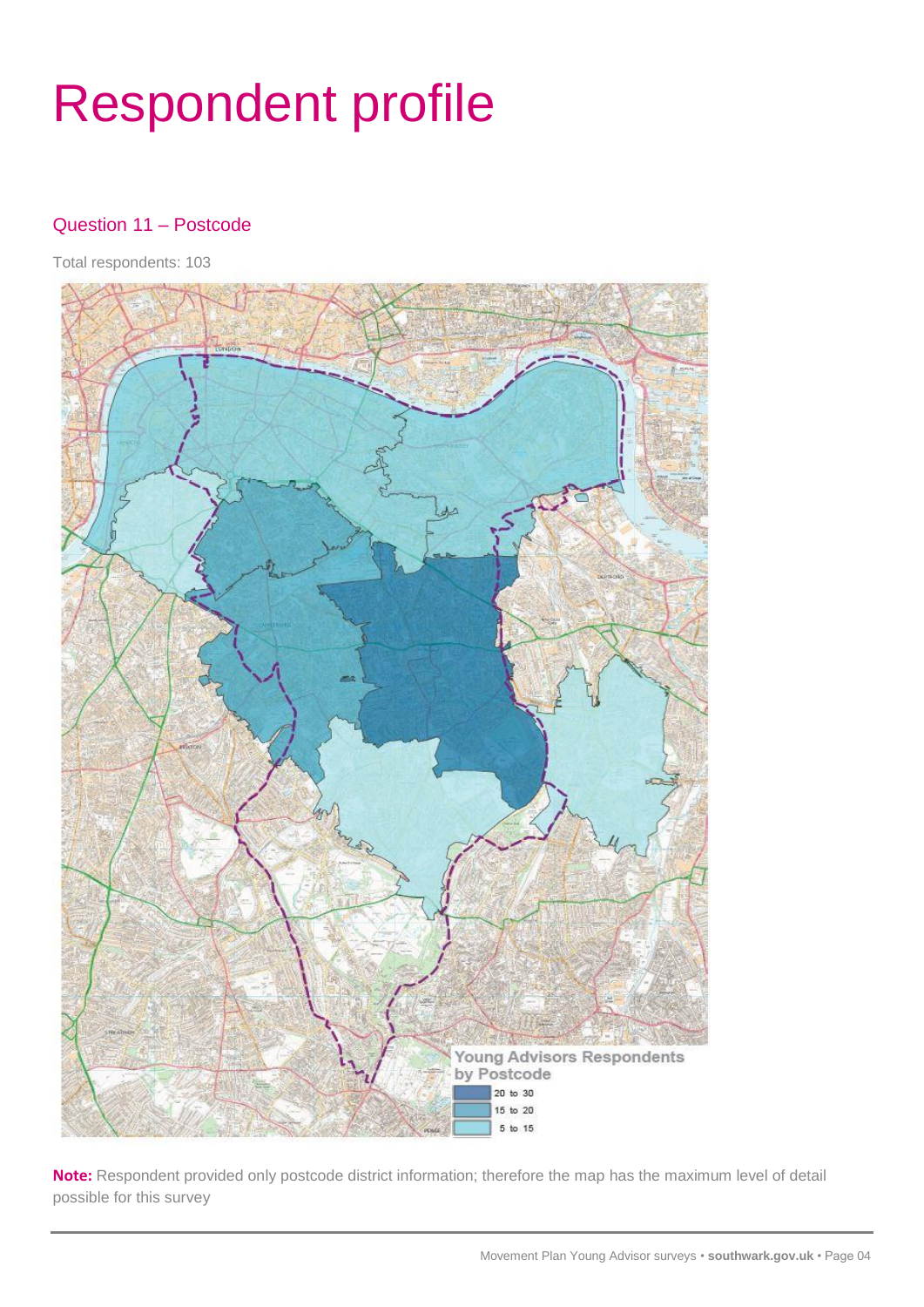# Respondent profile

## Question 11 – Postcode

Total respondents: 103

Young Advisors Respondents by Postcode

- 20 to 30
- 15 to 20
- 5 to 15

**Note:** Respondent provided only postcode district information; therefore the map has the maximum level of detail possible for this survey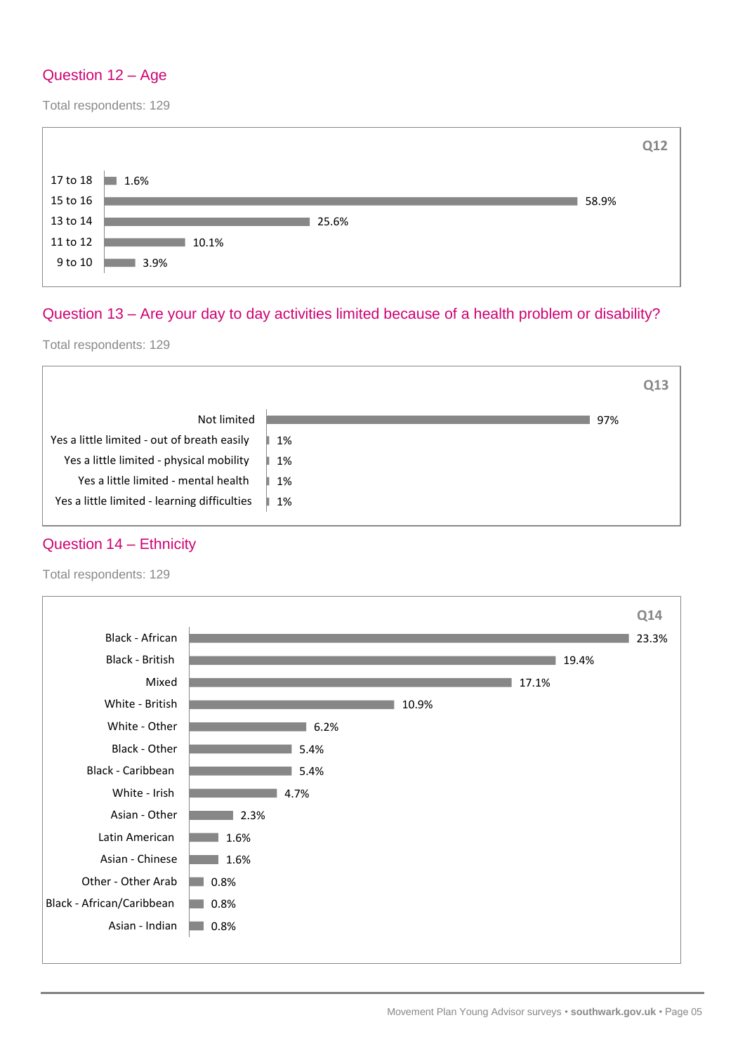## Question 12 – Age

Total respondents: 129

**Q12**

| Age | % |
|---|---|
| 17 to 18 | 1.6% |
| 15 to 16 | 58.9% |
| 13 to 14 | 25.6% |
| 11 to 12 | 10.1% |
| 9 to 10 | 3.9% |

## Question 13 – Are your day to day activities limited because of a health problem or disability?

Total respondents: 129

**Q13**

| Response | % |
|---|---|
| Not limited | 97% |
| Yes a little limited - out of breath easily | 1% |
| Yes a little limited - physical mobility | 1% |
| Yes a little limited - mental health | 1% |
| Yes a little limited - learning difficulties | 1% |

## Question 14 – Ethnicity

Total respondents: 129

**Q14**

| Ethnicity | % |
|---|---|
| Black - African | 23.3% |
| Black - British | 19.4% |
| Mixed | 17.1% |
| White - British | 10.9% |
| White - Other | 6.2% |
| Black - Other | 5.4% |
| Black - Caribbean | 5.4% |
| White - Irish | 4.7% |
| Asian - Other | 2.3% |
| Latin American | 1.6% |
| Asian - Chinese | 1.6% |
| Other - Other Arab | 0.8% |
| Black - African/Caribbean | 0.8% |
| Asian - Indian | 0.8% |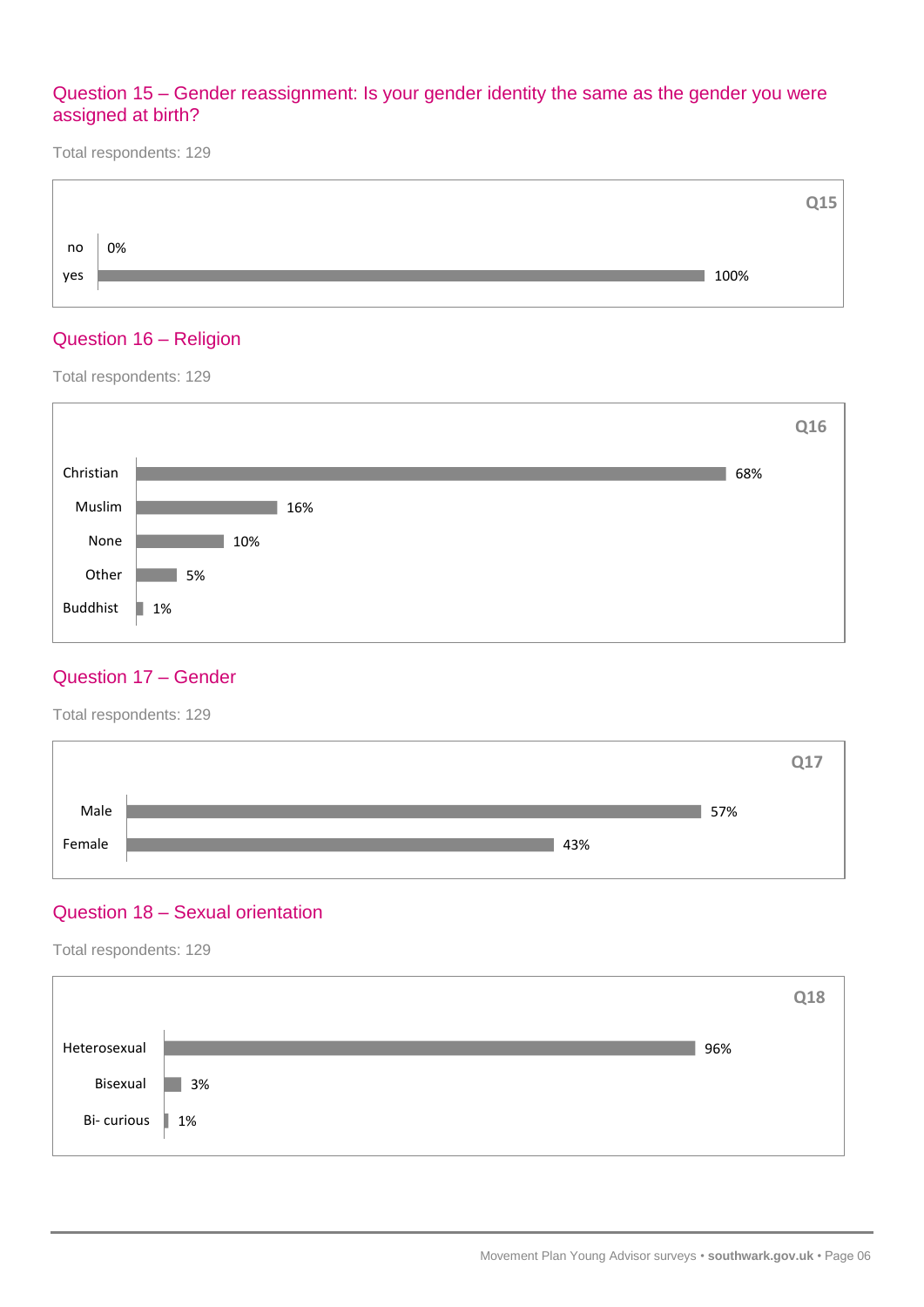## Question 15 – Gender reassignment: Is your gender identity the same as the gender you were assigned at birth?

Total respondents: 129

**Q15**

| Response | Percentage |
| --- | --- |
| no | 0% |
| yes | 100% |

## Question 16 – Religion

Total respondents: 129

**Q16**

| Response | Percentage |
| --- | --- |
| Christian | 68% |
| Muslim | 16% |
| None | 10% |
| Other | 5% |
| Buddhist | 1% |

## Question 17 – Gender

Total respondents: 129

**Q17**

| Response | Percentage |
| --- | --- |
| Male | 57% |
| Female | 43% |

## Question 18 – Sexual orientation

Total respondents: 129

**Q18**

| Response | Percentage |
| --- | --- |
| Heterosexual | 96% |
| Bisexual | 3% |
| Bi- curious | 1% |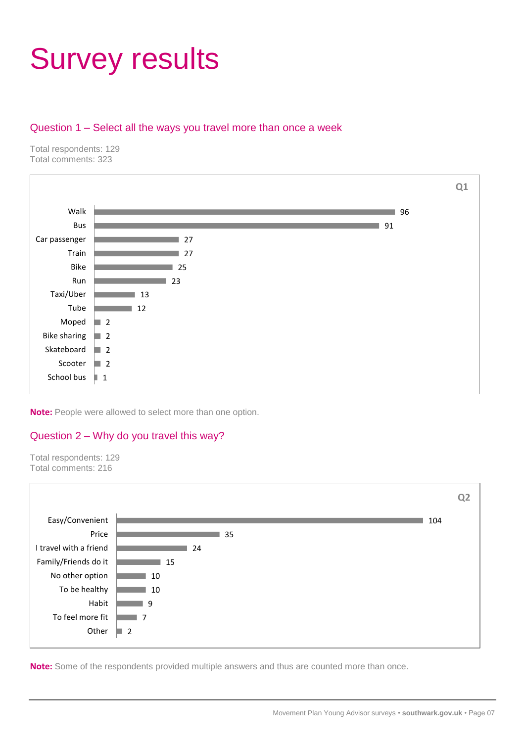# Survey results

## Question 1 – Select all the ways you travel more than once a week

Total respondents: 129
Total comments: 323

**Q1**

| Mode | Count |
|---|---|
| Walk | 96 |
| Bus | 91 |
| Car passenger | 27 |
| Train | 27 |
| Bike | 25 |
| Run | 23 |
| Taxi/Uber | 13 |
| Tube | 12 |
| Moped | 2 |
| Bike sharing | 2 |
| Skateboard | 2 |
| Scooter | 2 |
| School bus | 1 |

**Note:** People were allowed to select more than one option.

## Question 2 – Why do you travel this way?

Total respondents: 129
Total comments: 216

**Q2**

| Reason | Count |
|---|---|
| Easy/Convenient | 104 |
| Price | 35 |
| I travel with a friend | 24 |
| Family/Friends do it | 15 |
| No other option | 10 |
| To be healthy | 10 |
| Habit | 9 |
| To feel more fit | 7 |
| Other | 2 |

**Note:** Some of the respondents provided multiple answers and thus are counted more than once.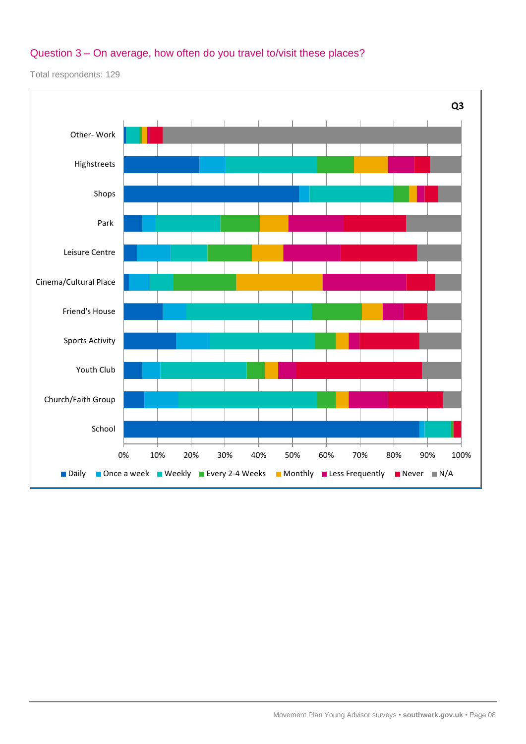## Question 3 – On average, how often do you travel to/visit these places?

Total respondents: 129

**Q3**

Categories: Other- Work, Highstreets, Shops, Park, Leisure Centre, Cinema/Cultural Place, Friend's House, Sports Activity, Youth Club, Church/Faith Group, School

Axis: 0% 10% 20% 30% 40% 50% 60% 70% 80% 90% 100%

Legend: Daily, Once a week, Weekly, Every 2-4 Weeks, Monthly, Less Frequently, Never, N/A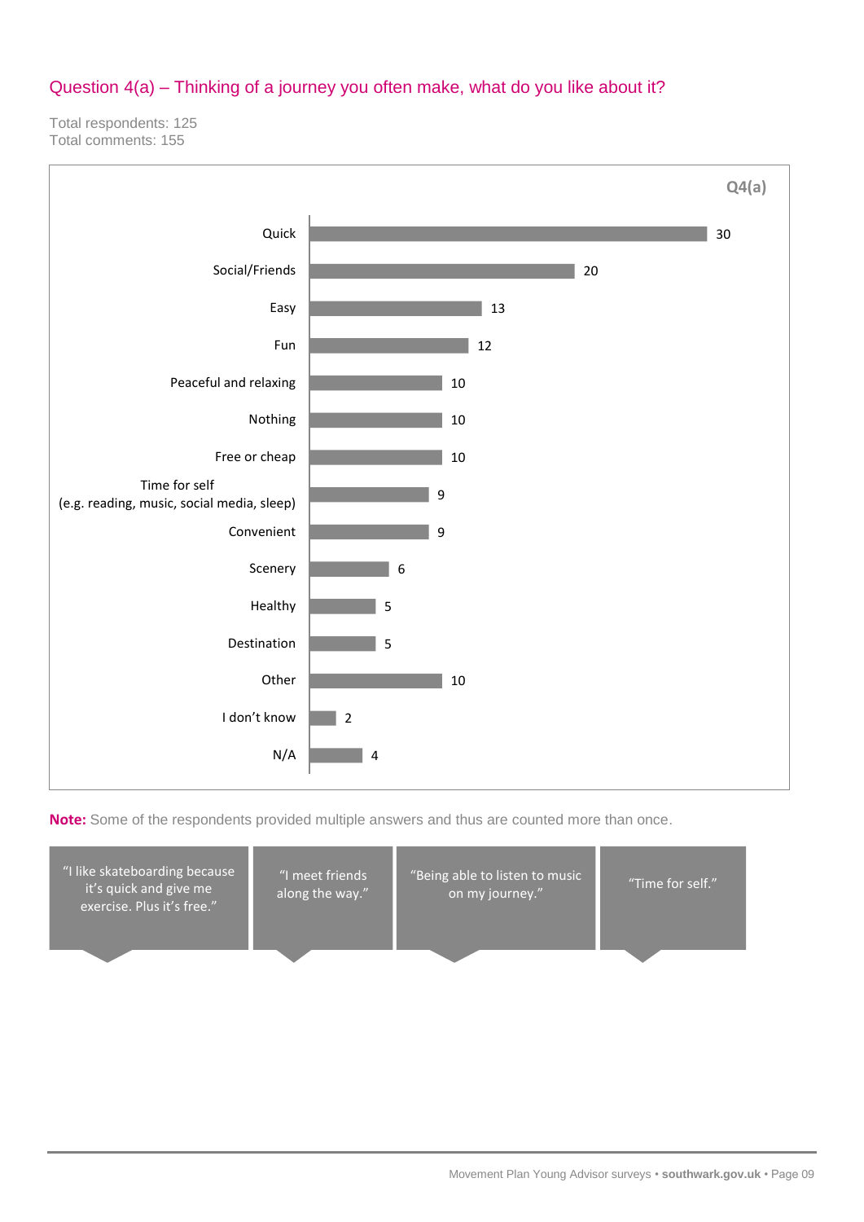## Question 4(a) – Thinking of a journey you often make, what do you like about it?

Total respondents: 125
Total comments: 155

**Q4(a)**

| Response | Count |
|---|---|
| Quick | 30 |
| Social/Friends | 20 |
| Easy | 13 |
| Fun | 12 |
| Peaceful and relaxing | 10 |
| Nothing | 10 |
| Free or cheap | 10 |
| Time for self (e.g. reading, music, social media, sleep) | 9 |
| Convenient | 9 |
| Scenery | 6 |
| Healthy | 5 |
| Destination | 5 |
| Other | 10 |
| I don't know | 2 |
| N/A | 4 |

**Note:** Some of the respondents provided multiple answers and thus are counted more than once.

"I like skateboarding because it's quick and give me exercise. Plus it's free."

"I meet friends along the way."

"Being able to listen to music on my journey."

"Time for self."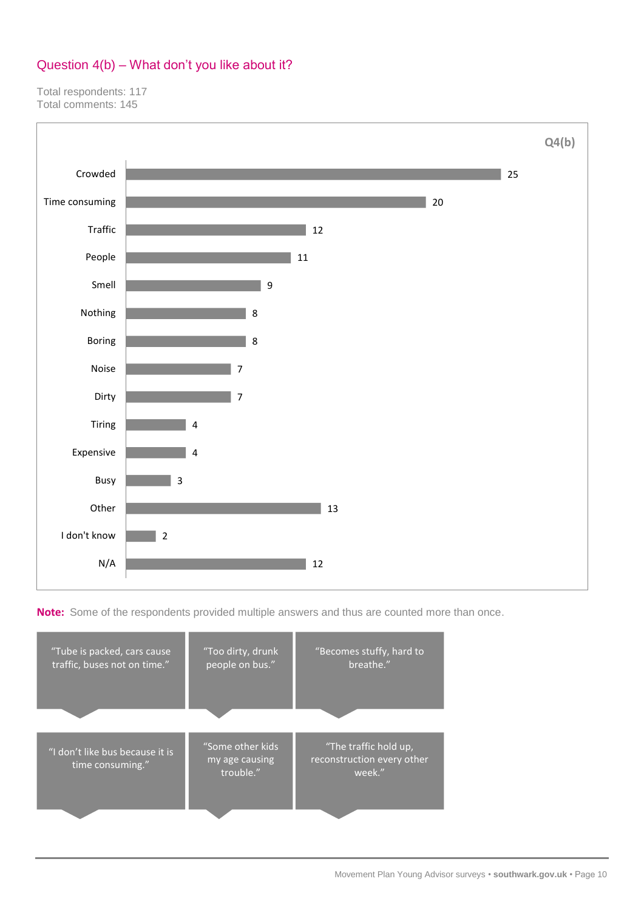## Question 4(b) – What don't you like about it?

Total respondents: 117
Total comments: 145

**Q4(b)**

| Response | Count |
|---|---|
| Crowded | 25 |
| Time consuming | 20 |
| Traffic | 12 |
| People | 11 |
| Smell | 9 |
| Nothing | 8 |
| Boring | 8 |
| Noise | 7 |
| Dirty | 7 |
| Tiring | 4 |
| Expensive | 4 |
| Busy | 3 |
| Other | 13 |
| I don't know | 2 |
| N/A | 12 |

**Note:** Some of the respondents provided multiple answers and thus are counted more than once.

"Tube is packed, cars cause traffic, buses not on time."

"Too dirty, drunk people on bus."

"Becomes stuffy, hard to breathe."

"I don't like bus because it is time consuming."

"Some other kids my age causing trouble."

"The traffic hold up, reconstruction every other week."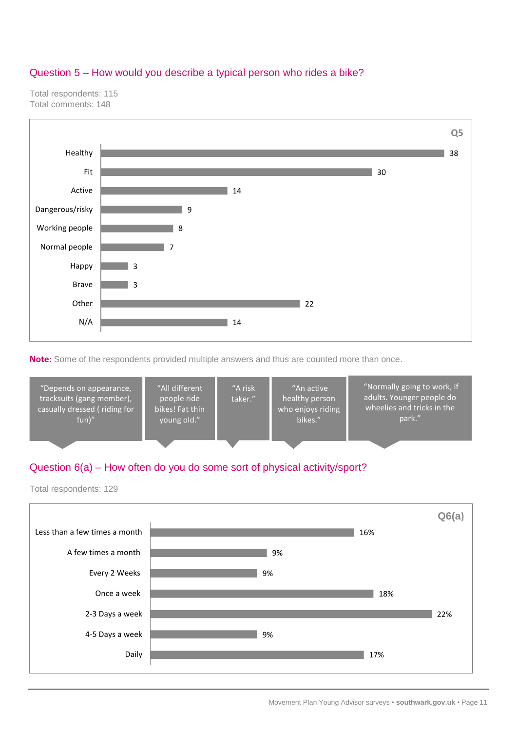## Question 5 – How would you describe a typical person who rides a bike?

Total respondents: 115
Total comments: 148

**Q5**

| Response | Count |
|---|---|
| Healthy | 38 |
| Fit | 30 |
| Active | 14 |
| Dangerous/risky | 9 |
| Working people | 8 |
| Normal people | 7 |
| Happy | 3 |
| Brave | 3 |
| Other | 22 |
| N/A | 14 |

**Note:** Some of the respondents provided multiple answers and thus are counted more than once.

> "Depends on appearance, tracksuits (gang member), casually dressed ( riding for fun)"

> "All different people ride bikes! Fat thin young old."

> "A risk taker."

> "An active healthy person who enjoys riding bikes."

> "Normally going to work, if adults. Younger people do wheelies and tricks in the park."

## Question 6(a) – How often do you do some sort of physical activity/sport?

Total respondents: 129

**Q6(a)**

| Response | Percentage |
|---|---|
| Less than a few times a month | 16% |
| A few times a month | 9% |
| Every 2 Weeks | 9% |
| Once a week | 18% |
| 2-3 Days a week | 22% |
| 4-5 Days a week | 9% |
| Daily | 17% |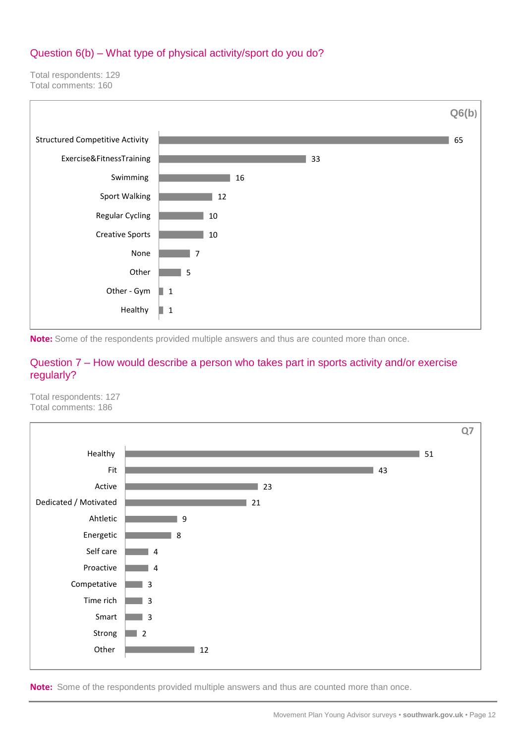## Question 6(b) – What type of physical activity/sport do you do?

Total respondents: 129
Total comments: 160

**Q6(b)**

| Activity | Count |
|---|---|
| Structured Competitive Activity | 65 |
| Exercise&FitnessTraining | 33 |
| Swimming | 16 |
| Sport Walking | 12 |
| Regular Cycling | 10 |
| Creative Sports | 10 |
| None | 7 |
| Other | 5 |
| Other - Gym | 1 |
| Healthy | 1 |

**Note:** Some of the respondents provided multiple answers and thus are counted more than once.

## Question 7 – How would describe a person who takes part in sports activity and/or exercise regularly?

Total respondents: 127
Total comments: 186

**Q7**

| Description | Count |
|---|---|
| Healthy | 51 |
| Fit | 43 |
| Active | 23 |
| Dedicated / Motivated | 21 |
| Ahtletic | 9 |
| Energetic | 8 |
| Self care | 4 |
| Proactive | 4 |
| Competative | 3 |
| Time rich | 3 |
| Smart | 3 |
| Strong | 2 |
| Other | 12 |

**Note:** Some of the respondents provided multiple answers and thus are counted more than once.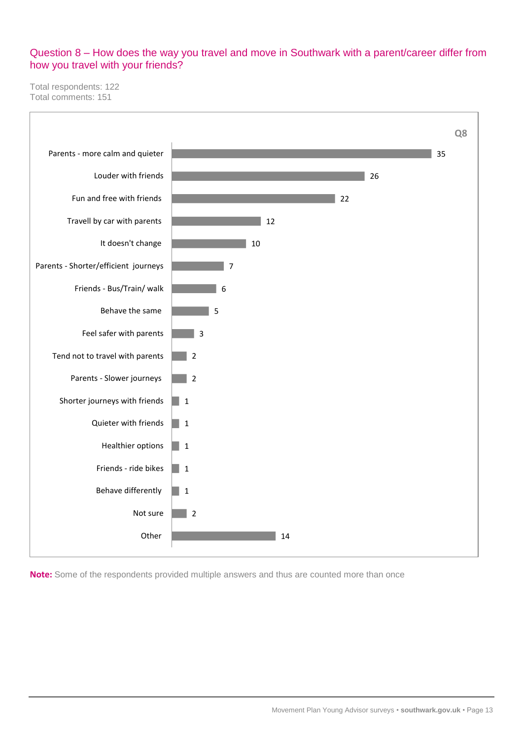## Question 8 – How does the way you travel and move in Southwark with a parent/career differ from how you travel with your friends?

Total respondents: 122
Total comments: 151

Q8

| Response | Count |
|---|---|
| Parents - more calm and quieter | 35 |
| Louder with friends | 26 |
| Fun and free with friends | 22 |
| Travell by car with parents | 12 |
| It doesn't change | 10 |
| Parents - Shorter/efficient journeys | 7 |
| Friends - Bus/Train/ walk | 6 |
| Behave the same | 5 |
| Feel safer with parents | 3 |
| Tend not to travel with parents | 2 |
| Parents - Slower journeys | 2 |
| Shorter journeys with friends | 1 |
| Quieter with friends | 1 |
| Healthier options | 1 |
| Friends - ride bikes | 1 |
| Behave differently | 1 |
| Not sure | 2 |
| Other | 14 |

**Note:** Some of the respondents provided multiple answers and thus are counted more than once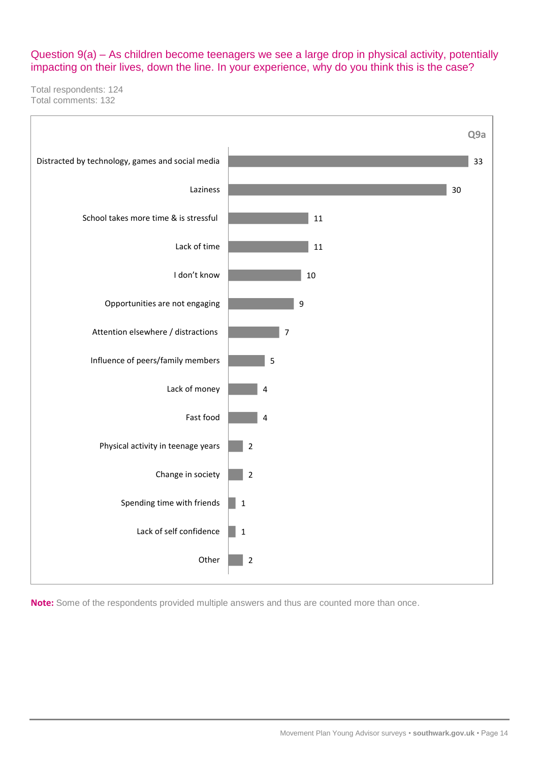Question 9(a) – As children become teenagers we see a large drop in physical activity, potentially impacting on their lives, down the line. In your experience, why do you think this is the case?

Total respondents: 124
Total comments: 132

**Q9a**

| Response | Count |
|---|---|
| Distracted by technology, games and social media | 33 |
| Laziness | 30 |
| School takes more time & is stressful | 11 |
| Lack of time | 11 |
| I don't know | 10 |
| Opportunities are not engaging | 9 |
| Attention elsewhere / distractions | 7 |
| Influence of peers/family members | 5 |
| Lack of money | 4 |
| Fast food | 4 |
| Physical activity in teenage years | 2 |
| Change in society | 2 |
| Spending time with friends | 1 |
| Lack of self confidence | 1 |
| Other | 2 |

**Note:** Some of the respondents provided multiple answers and thus are counted more than once.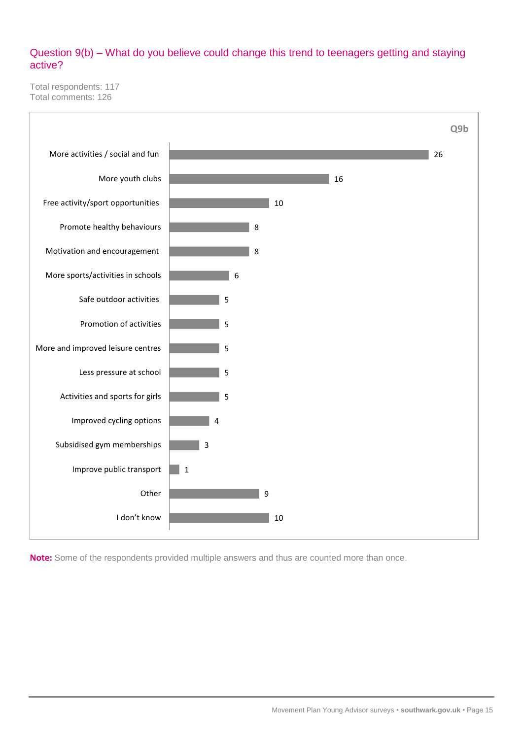## Question 9(b) – What do you believe could change this trend to teenagers getting and staying active?

Total respondents: 117
Total comments: 126

**Q9b**

| Response | Count |
|---|---|
| More activities / social and fun | 26 |
| More youth clubs | 16 |
| Free activity/sport opportunities | 10 |
| Promote healthy behaviours | 8 |
| Motivation and encouragement | 8 |
| More sports/activities in schools | 6 |
| Safe outdoor activities | 5 |
| Promotion of activities | 5 |
| More and improved leisure centres | 5 |
| Less pressure at school | 5 |
| Activities and sports for girls | 5 |
| Improved cycling options | 4 |
| Subsidised gym memberships | 3 |
| Improve public transport | 1 |
| Other | 9 |
| I don't know | 10 |

**Note:** Some of the respondents provided multiple answers and thus are counted more than once.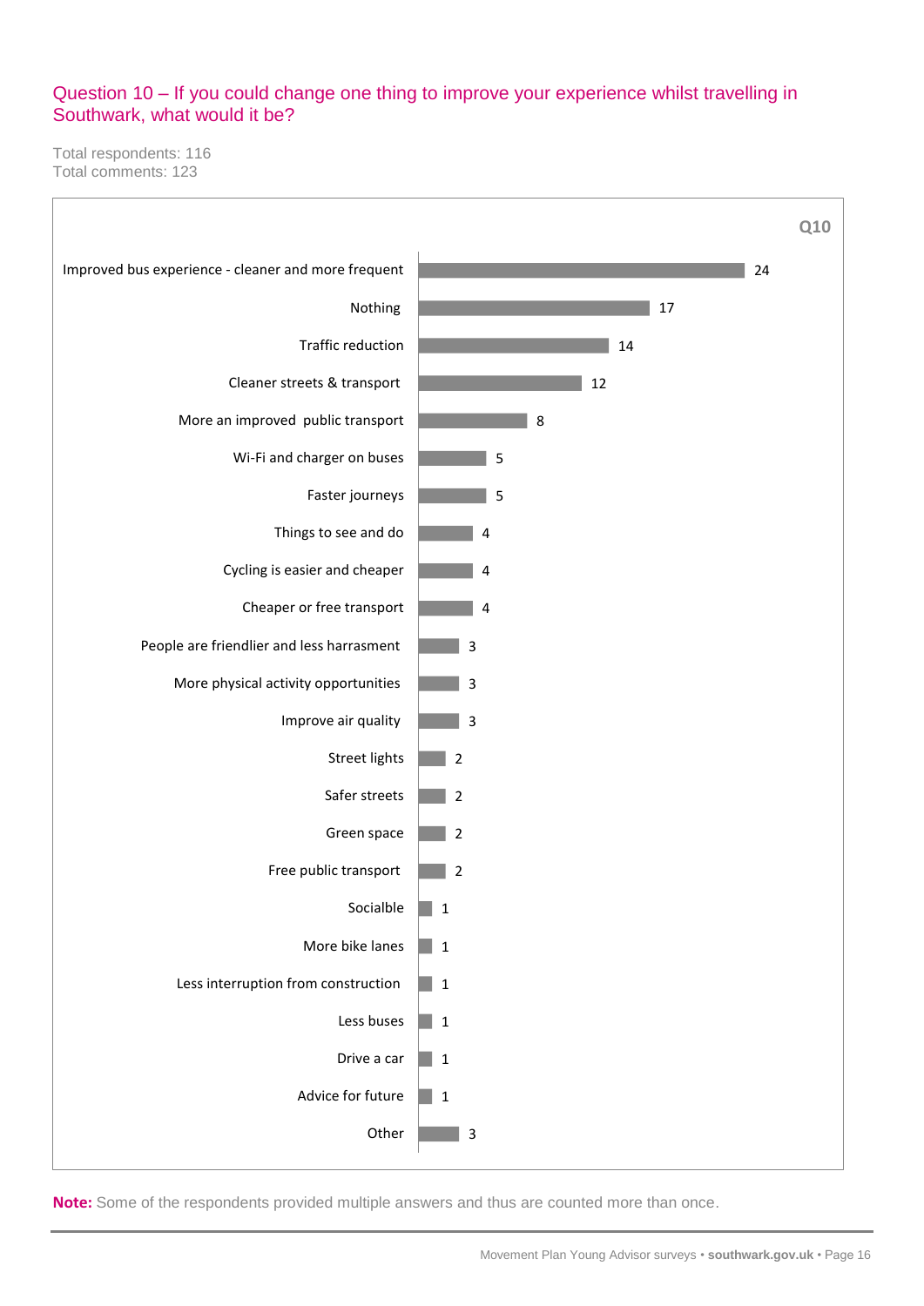## Question 10 – If you could change one thing to improve your experience whilst travelling in Southwark, what would it be?

Total respondents: 116
Total comments: 123

**Q10**

| Response | Count |
|---|---|
| Improved bus experience - cleaner and more frequent | 24 |
| Nothing | 17 |
| Traffic reduction | 14 |
| Cleaner streets & transport | 12 |
| More an improved public transport | 8 |
| Wi-Fi and charger on buses | 5 |
| Faster journeys | 5 |
| Things to see and do | 4 |
| Cycling is easier and cheaper | 4 |
| Cheaper or free transport | 4 |
| People are friendlier and less harrasment | 3 |
| More physical activity opportunities | 3 |
| Improve air quality | 3 |
| Street lights | 2 |
| Safer streets | 2 |
| Green space | 2 |
| Free public transport | 2 |
| Socialble | 1 |
| More bike lanes | 1 |
| Less interruption from construction | 1 |
| Less buses | 1 |
| Drive a car | 1 |
| Advice for future | 1 |
| Other | 3 |

**Note:** Some of the respondents provided multiple answers and thus are counted more than once.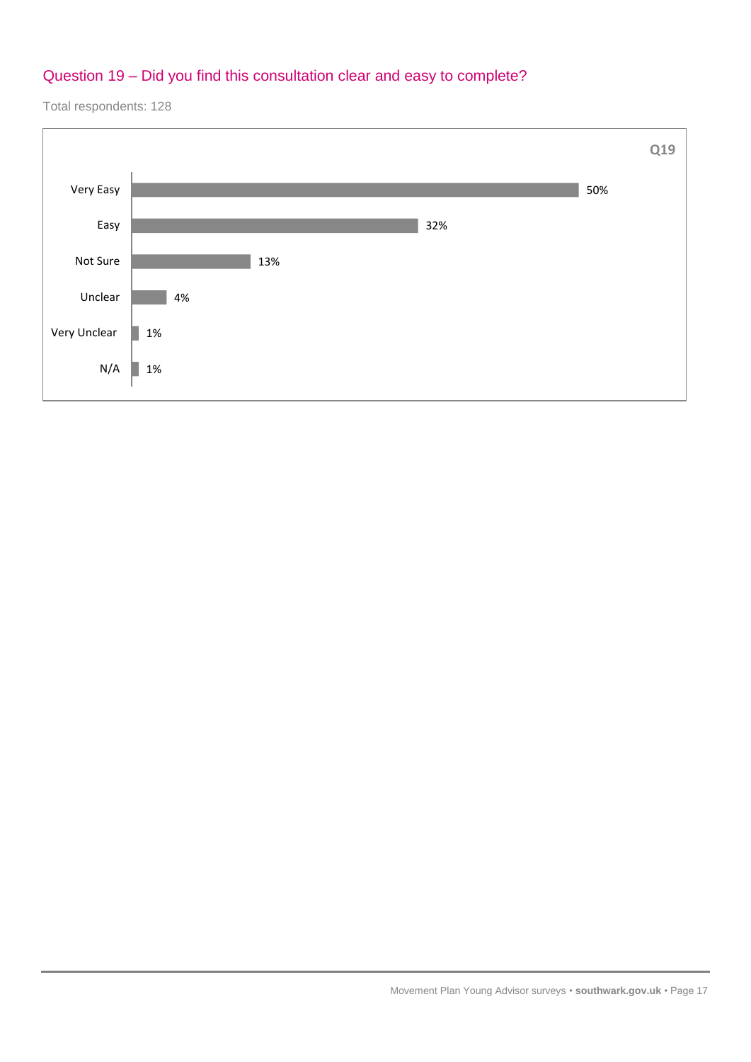## Question 19 – Did you find this consultation clear and easy to complete?

Total respondents: 128

**Q19**

| Response | Percentage |
| --- | --- |
| Very Easy | 50% |
| Easy | 32% |
| Not Sure | 13% |
| Unclear | 4% |
| Very Unclear | 1% |
| N/A | 1% |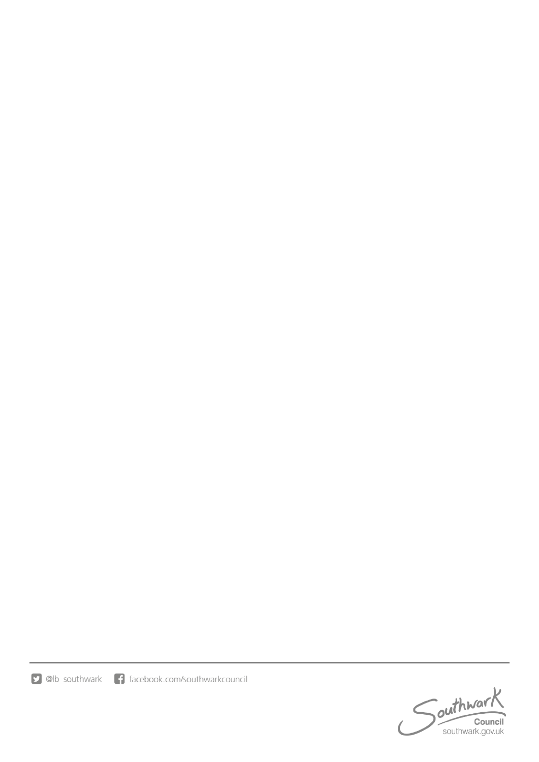@lb_southwark facebook.com/southwarkcouncil

Southwark Council
southwark.gov.uk